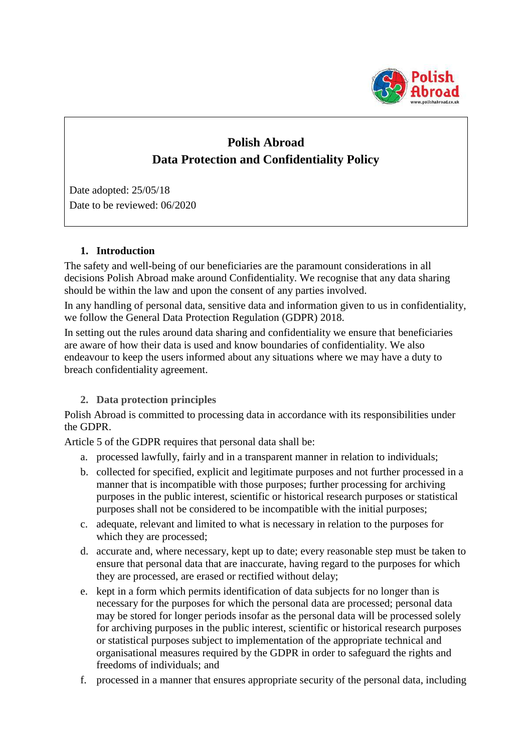# Polish Abroad
# Data Protection and Confidentiality Policy

Date adopted: 25/05/18

Date to be reviewed: 06/2020

## 1. Introduction

The safety and well-being of our beneficiaries are the paramount considerations in all decisions Polish Abroad make around Confidentiality. We recognise that any data sharing should be within the law and upon the consent of any parties involved.

In any handling of personal data, sensitive data and information given to us in confidentiality, we follow the General Data Protection Regulation (GDPR) 2018.

In setting out the rules around data sharing and confidentiality we ensure that beneficiaries are aware of how their data is used and know boundaries of confidentiality. We also endeavour to keep the users informed about any situations where we may have a duty to breach confidentiality agreement.

## 2. Data protection principles

Polish Abroad is committed to processing data in accordance with its responsibilities under the GDPR.

Article 5 of the GDPR requires that personal data shall be:

a. processed lawfully, fairly and in a transparent manner in relation to individuals;

b. collected for specified, explicit and legitimate purposes and not further processed in a manner that is incompatible with those purposes; further processing for archiving purposes in the public interest, scientific or historical research purposes or statistical purposes shall not be considered to be incompatible with the initial purposes;

c. adequate, relevant and limited to what is necessary in relation to the purposes for which they are processed;

d. accurate and, where necessary, kept up to date; every reasonable step must be taken to ensure that personal data that are inaccurate, having regard to the purposes for which they are processed, are erased or rectified without delay;

e. kept in a form which permits identification of data subjects for no longer than is necessary for the purposes for which the personal data are processed; personal data may be stored for longer periods insofar as the personal data will be processed solely for archiving purposes in the public interest, scientific or historical research purposes or statistical purposes subject to implementation of the appropriate technical and organisational measures required by the GDPR in order to safeguard the rights and freedoms of individuals; and

f. processed in a manner that ensures appropriate security of the personal data, including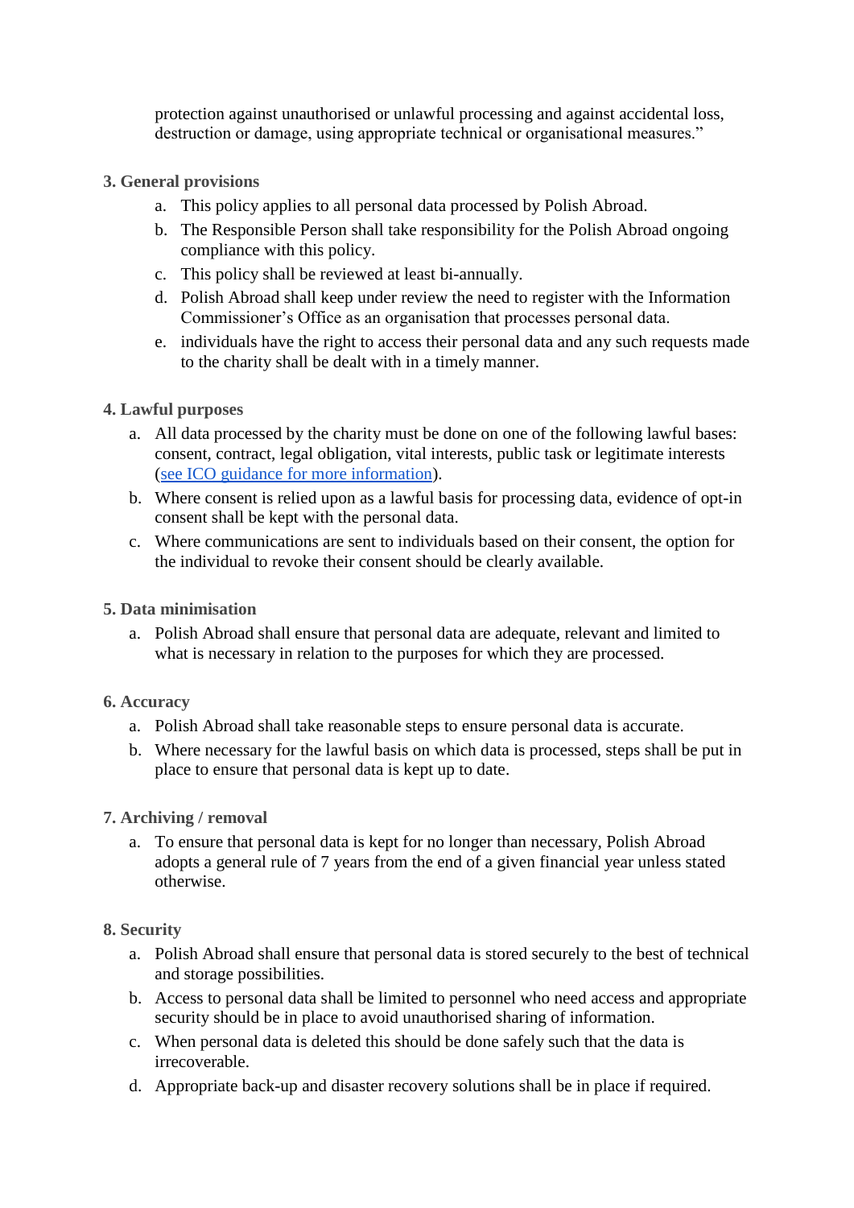protection against unauthorised or unlawful processing and against accidental loss, destruction or damage, using appropriate technical or organisational measures."

## 3. General provisions

a. This policy applies to all personal data processed by Polish Abroad.
b. The Responsible Person shall take responsibility for the Polish Abroad ongoing compliance with this policy.
c. This policy shall be reviewed at least bi-annually.
d. Polish Abroad shall keep under review the need to register with the Information Commissioner's Office as an organisation that processes personal data.
e. individuals have the right to access their personal data and any such requests made to the charity shall be dealt with in a timely manner.

## 4. Lawful purposes

a. All data processed by the charity must be done on one of the following lawful bases: consent, contract, legal obligation, vital interests, public task or legitimate interests (see ICO guidance for more information).
b. Where consent is relied upon as a lawful basis for processing data, evidence of opt-in consent shall be kept with the personal data.
c. Where communications are sent to individuals based on their consent, the option for the individual to revoke their consent should be clearly available.

## 5. Data minimisation

a. Polish Abroad shall ensure that personal data are adequate, relevant and limited to what is necessary in relation to the purposes for which they are processed.

## 6. Accuracy

a. Polish Abroad shall take reasonable steps to ensure personal data is accurate.
b. Where necessary for the lawful basis on which data is processed, steps shall be put in place to ensure that personal data is kept up to date.

## 7. Archiving / removal

a. To ensure that personal data is kept for no longer than necessary, Polish Abroad adopts a general rule of 7 years from the end of a given financial year unless stated otherwise.

## 8. Security

a. Polish Abroad shall ensure that personal data is stored securely to the best of technical and storage possibilities.
b. Access to personal data shall be limited to personnel who need access and appropriate security should be in place to avoid unauthorised sharing of information.
c. When personal data is deleted this should be done safely such that the data is irrecoverable.
d. Appropriate back-up and disaster recovery solutions shall be in place if required.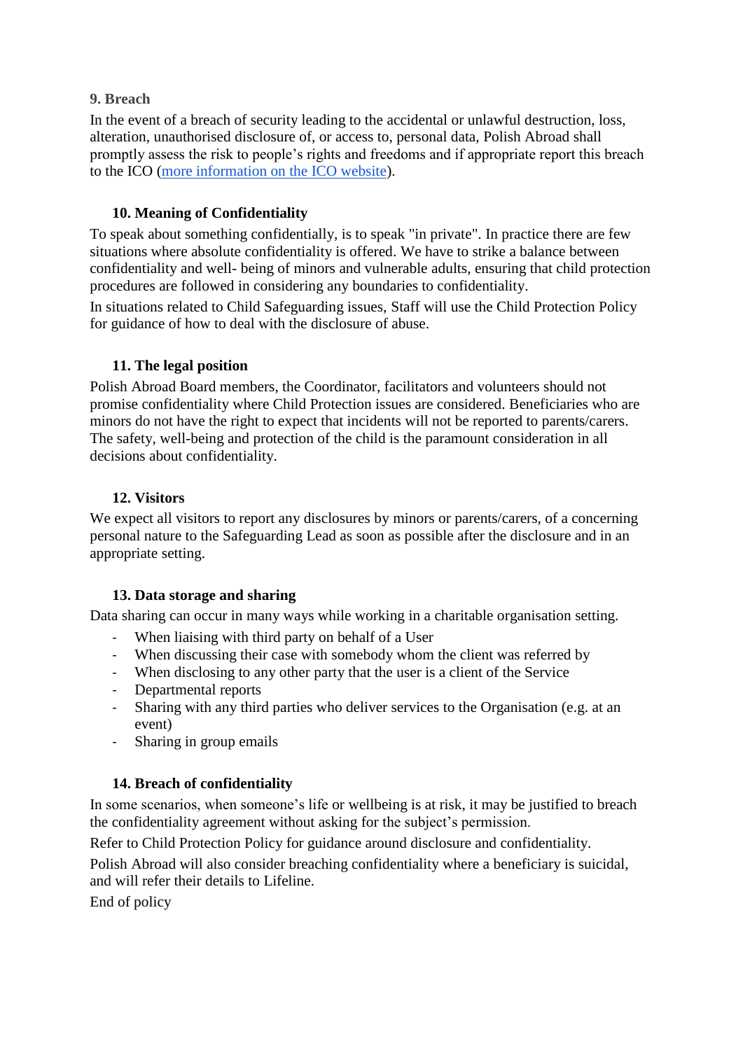### 9. Breach

In the event of a breach of security leading to the accidental or unlawful destruction, loss, alteration, unauthorised disclosure of, or access to, personal data, Polish Abroad shall promptly assess the risk to people's rights and freedoms and if appropriate report this breach to the ICO ([more information on the ICO website](https://ico.org.uk)).

### 10. Meaning of Confidentiality

To speak about something confidentially, is to speak "in private". In practice there are few situations where absolute confidentiality is offered. We have to strike a balance between confidentiality and well- being of minors and vulnerable adults, ensuring that child protection procedures are followed in considering any boundaries to confidentiality.

In situations related to Child Safeguarding issues, Staff will use the Child Protection Policy for guidance of how to deal with the disclosure of abuse.

### 11. The legal position

Polish Abroad Board members, the Coordinator, facilitators and volunteers should not promise confidentiality where Child Protection issues are considered. Beneficiaries who are minors do not have the right to expect that incidents will not be reported to parents/carers. The safety, well-being and protection of the child is the paramount consideration in all decisions about confidentiality.

### 12. Visitors

We expect all visitors to report any disclosures by minors or parents/carers, of a concerning personal nature to the Safeguarding Lead as soon as possible after the disclosure and in an appropriate setting.

### 13. Data storage and sharing

Data sharing can occur in many ways while working in a charitable organisation setting.

- When liaising with third party on behalf of a User
- When discussing their case with somebody whom the client was referred by
- When disclosing to any other party that the user is a client of the Service
- Departmental reports
- Sharing with any third parties who deliver services to the Organisation (e.g. at an event)
- Sharing in group emails

### 14. Breach of confidentiality

In some scenarios, when someone's life or wellbeing is at risk, it may be justified to breach the confidentiality agreement without asking for the subject's permission.

Refer to Child Protection Policy for guidance around disclosure and confidentiality.

Polish Abroad will also consider breaching confidentiality where a beneficiary is suicidal, and will refer their details to Lifeline.

End of policy